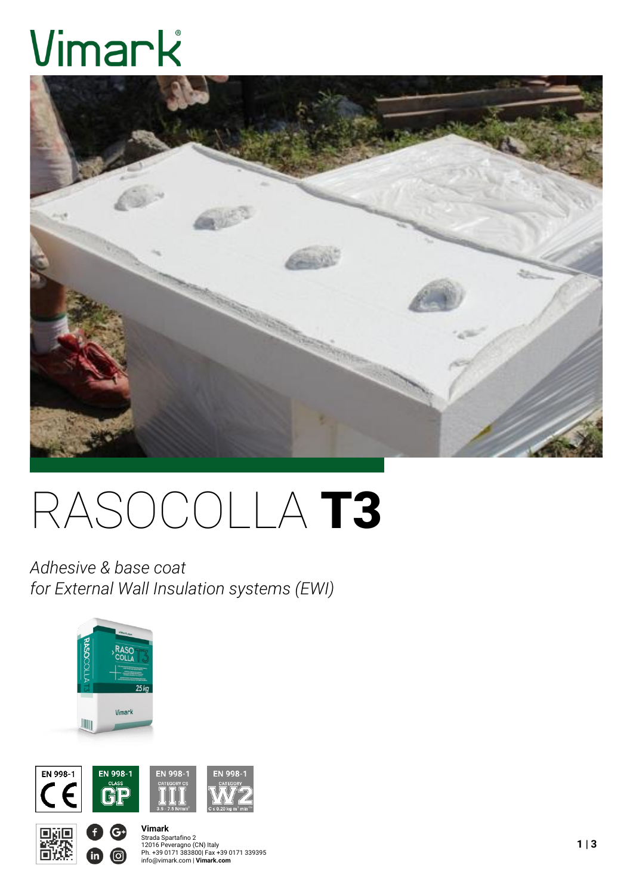Vimark®

# RASOCOLLA **T3**

*Adhesive & base coat*
*for External Wall Insulation systems (EWI)*

EN 998-1 CE

EN 998-1 CLASS GP

EN 998-1 CATEGORY CS III 3.5 - 7.5 N/mm²

EN 998-1 CATEGORY W2 C ≤ 0.20 kg m² min^0.5

**Vimark**
Strada Spartafino 2
12016 Peveragno (CN) Italy
Ph. +39 0171 383800| Fax +39 0171 339395
info@vimark.com | **Vimark.com**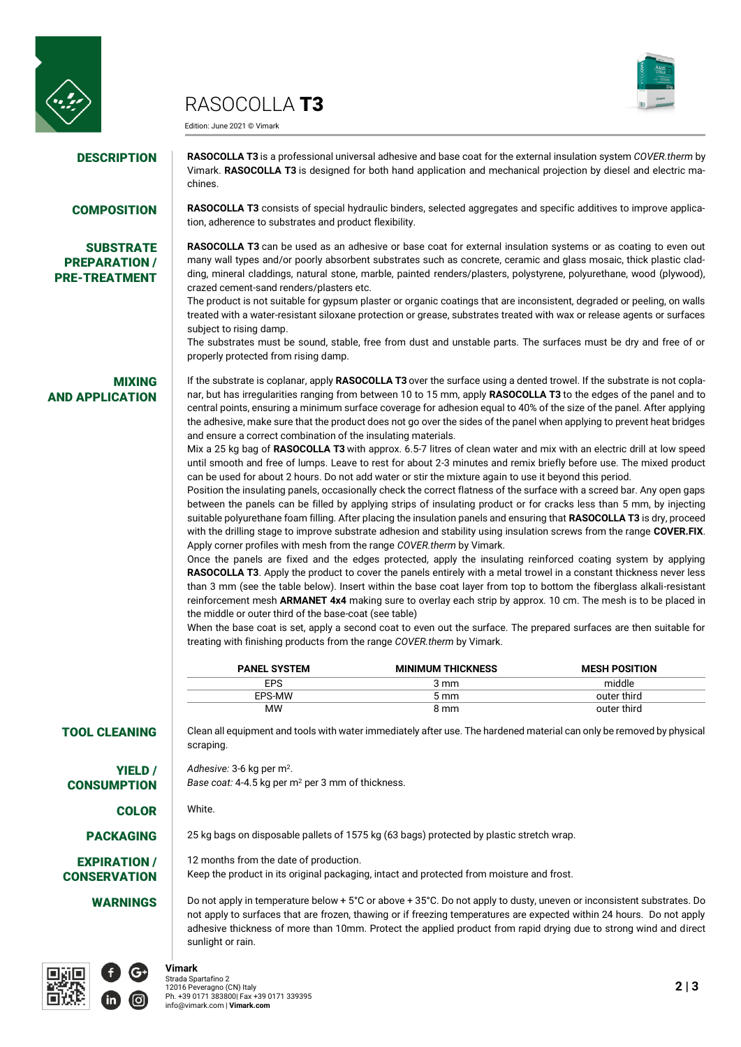# RASOCOLLA **T3**

Edition: June 2021 © Vimark

## DESCRIPTION

**RASOCOLLA T3** is a professional universal adhesive and base coat for the external insulation system *COVER.therm* by Vimark. **RASOCOLLA T3** is designed for both hand application and mechanical projection by diesel and electric machines.

## COMPOSITION

**RASOCOLLA T3** consists of special hydraulic binders, selected aggregates and specific additives to improve application, adherence to substrates and product flexibility.

## SUBSTRATE PREPARATION / PRE-TREATMENT

**RASOCOLLA T3** can be used as an adhesive or base coat for external insulation systems or as coating to even out many wall types and/or poorly absorbent substrates such as concrete, ceramic and glass mosaic, thick plastic cladding, mineral claddings, natural stone, marble, painted renders/plasters, polystyrene, polyurethane, wood (plywood), crazed cement-sand renders/plasters etc.

The product is not suitable for gypsum plaster or organic coatings that are inconsistent, degraded or peeling, on walls treated with a water-resistant siloxane protection or grease, substrates treated with wax or release agents or surfaces subject to rising damp.

The substrates must be sound, stable, free from dust and unstable parts. The surfaces must be dry and free of or properly protected from rising damp.

## MIXING AND APPLICATION

If the substrate is coplanar, apply **RASOCOLLA T3** over the surface using a dented trowel. If the substrate is not coplanar, but has irregularities ranging from between 10 to 15 mm, apply **RASOCOLLA T3** to the edges of the panel and to central points, ensuring a minimum surface coverage for adhesion equal to 40% of the size of the panel. After applying the adhesive, make sure that the product does not go over the sides of the panel when applying to prevent heat bridges and ensure a correct combination of the insulating materials.

Mix a 25 kg bag of **RASOCOLLA T3** with approx. 6.5-7 litres of clean water and mix with an electric drill at low speed until smooth and free of lumps. Leave to rest for about 2-3 minutes and remix briefly before use. The mixed product can be used for about 2 hours. Do not add water or stir the mixture again to use it beyond this period.

Position the insulating panels, occasionally check the correct flatness of the surface with a screed bar. Any open gaps between the panels can be filled by applying strips of insulating product or for cracks less than 5 mm, by injecting suitable polyurethane foam filling. After placing the insulation panels and ensuring that **RASOCOLLA T3** is dry, proceed with the drilling stage to improve substrate adhesion and stability using insulation screws from the range **COVER.FIX**. Apply corner profiles with mesh from the range *COVER.therm* by Vimark.

Once the panels are fixed and the edges protected, apply the insulating reinforced coating system by applying **RASOCOLLA T3**. Apply the product to cover the panels entirely with a metal trowel in a constant thickness never less than 3 mm (see the table below). Insert within the base coat layer from top to bottom the fiberglass alkali-resistant reinforcement mesh **ARMANET 4x4** making sure to overlay each strip by approx. 10 cm. The mesh is to be placed in the middle or outer third of the base-coat (see table)

When the base coat is set, apply a second coat to even out the surface. The prepared surfaces are then suitable for treating with finishing products from the range *COVER.therm* by Vimark.

| PANEL SYSTEM | MINIMUM THICKNESS | MESH POSITION |
|---|---|---|
| EPS | 3 mm | middle |
| EPS-MW | 5 mm | outer third |
| MW | 8 mm | outer third |

## TOOL CLEANING

Clean all equipment and tools with water immediately after use. The hardened material can only be removed by physical scraping.

## YIELD / CONSUMPTION

*Adhesive:* 3-6 kg per m$^2$.
*Base coat:* 4-4.5 kg per m$^2$ per 3 mm of thickness.

## COLOR

White.

## PACKAGING

25 kg bags on disposable pallets of 1575 kg (63 bags) protected by plastic stretch wrap.

## EXPIRATION / CONSERVATION

12 months from the date of production.
Keep the product in its original packaging, intact and protected from moisture and frost.

## WARNINGS

Do not apply in temperature below + 5°C or above + 35°C. Do not apply to dusty, uneven or inconsistent substrates. Do not apply to surfaces that are frozen, thawing or if freezing temperatures are expected within 24 hours. Do not apply adhesive thickness of more than 10mm. Protect the applied product from rapid drying due to strong wind and direct sunlight or rain.

**Vimark**
Strada Spartafino 2
12016 Peveragno (CN) Italy
Ph. +39 0171 383800| Fax +39 0171 339395
info@vimark.com | **Vimark.com**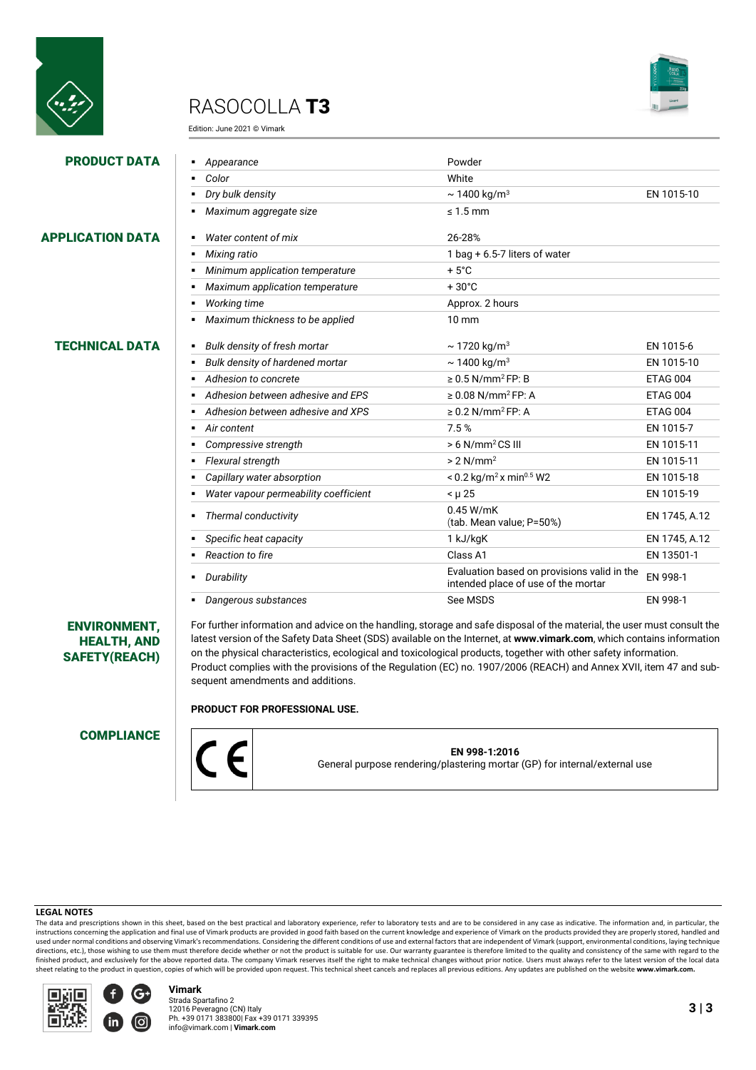# RASOCOLLA **T3**

Edition: June 2021 © Vimark

## PRODUCT DATA

| | | |
|---|---|---|
| *Appearance* | Powder | |
| *Color* | White | |
| *Dry bulk density* | ~ 1400 kg/m³ | EN 1015-10 |
| *Maximum aggregate size* | ≤ 1.5 mm | |

## APPLICATION DATA

| | |
|---|---|
| *Water content of mix* | 26-28% |
| *Mixing ratio* | 1 bag + 6.5-7 liters of water |
| *Minimum application temperature* | + 5°C |
| *Maximum application temperature* | + 30°C |
| *Working time* | Approx. 2 hours |
| *Maximum thickness to be applied* | 10 mm |

## TECHNICAL DATA

| | | |
|---|---|---|
| *Bulk density of fresh mortar* | ~ 1720 kg/m³ | EN 1015-6 |
| *Bulk density of hardened mortar* | ~ 1400 kg/m³ | EN 1015-10 |
| *Adhesion to concrete* | ≥ 0.5 N/mm² FP: B | ETAG 004 |
| *Adhesion between adhesive and EPS* | ≥ 0.08 N/mm² FP: A | ETAG 004 |
| *Adhesion between adhesive and XPS* | ≥ 0.2 N/mm² FP: A | ETAG 004 |
| *Air content* | 7.5 % | EN 1015-7 |
| *Compressive strength* | > 6 N/mm² CS III | EN 1015-11 |
| *Flexural strength* | > 2 N/mm² | EN 1015-11 |
| *Capillary water absorption* | < 0.2 kg/m² x min$^{0.5}$ W2 | EN 1015-18 |
| *Water vapour permeability coefficient* | < μ 25 | EN 1015-19 |
| *Thermal conductivity* | 0.45 W/mK (tab. Mean value; P=50%) | EN 1745, A.12 |
| *Specific heat capacity* | 1 kJ/kgK | EN 1745, A.12 |
| *Reaction to fire* | Class A1 | EN 13501-1 |
| *Durability* | Evaluation based on provisions valid in the intended place of use of the mortar | EN 998-1 |
| *Dangerous substances* | See MSDS | EN 998-1 |

## ENVIRONMENT, HEALTH, AND SAFETY(REACH)

For further information and advice on the handling, storage and safe disposal of the material, the user must consult the latest version of the Safety Data Sheet (SDS) available on the Internet, at **www.vimark.com**, which contains information on the physical characteristics, ecological and toxicological products, together with other safety information.
Product complies with the provisions of the Regulation (EC) no. 1907/2006 (REACH) and Annex XVII, item 47 and sub-sequent amendments and additions.

**PRODUCT FOR PROFESSIONAL USE.**

## COMPLIANCE

CE

**EN 998-1:2016**
General purpose rendering/plastering mortar (GP) for internal/external use

**LEGAL NOTES**

The data and prescriptions shown in this sheet, based on the best practical and laboratory experience, refer to laboratory tests and are to be considered in any case as indicative. The information and, in particular, the instructions concerning the application and final use of Vimark products are provided in good faith based on the current knowledge and experience of Vimark on the products provided they are properly stored, handled and used under normal conditions and observing Vimark's recommendations. Considering the different conditions of use and external factors that are independent of Vimark (support, environmental conditions, laying technique directions, etc.), those wishing to use them must therefore decide whether or not the product is suitable for use. Our warranty guarantee is therefore limited to the quality and consistency of the same with regard to the finished product, and exclusively for the above reported data. The company Vimark reserves itself the right to make technical changes without prior notice. Users must always refer to the latest version of the local data sheet relating to the product in question, copies of which will be provided upon request. This technical sheet cancels and replaces all previous editions. Any updates are published on the website **www.vimark.com.**

**Vimark**
Strada Spartafino 2
12016 Peveragno (CN) Italy
Ph. +39 0171 383800| Fax +39 0171 339395
info@vimark.com | **Vimark.com**